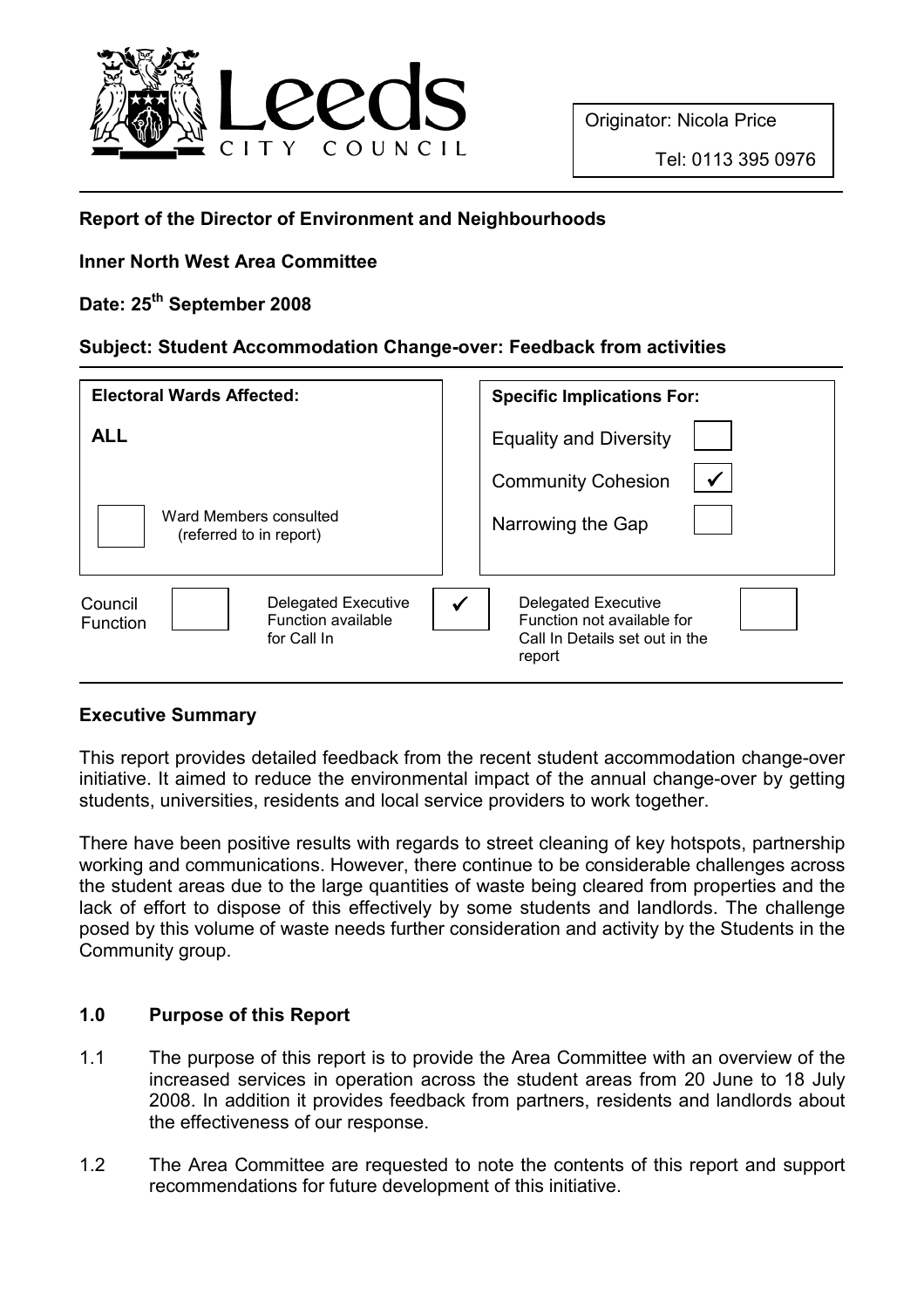Leeds CITY COUNCIL

Originator: Nicola Price

Tel: 0113 395 0976

**Report of the Director of Environment and Neighbourhoods**

**Inner North West Area Committee**

**Date: 25th September 2008**

**Subject: Student Accommodation Change-over: Feedback from activities**

| **Electoral Wards Affected:** | **Specific Implications For:** | |
|---|---|---|
| **ALL** | Equality and Diversity | |
| | Community Cohesion | ✓ |
| ☐ Ward Members consulted (referred to in report) | Narrowing the Gap | |

| Council Function | | Delegated Executive Function available for Call In | ✓ | Delegated Executive Function not available for Call In Details set out in the report | |
|---|---|---|---|---|---|

## Executive Summary

This report provides detailed feedback from the recent student accommodation change-over initiative. It aimed to reduce the environmental impact of the annual change-over by getting students, universities, residents and local service providers to work together.

There have been positive results with regards to street cleaning of key hotspots, partnership working and communications. However, there continue to be considerable challenges across the student areas due to the large quantities of waste being cleared from properties and the lack of effort to dispose of this effectively by some students and landlords. The challenge posed by this volume of waste needs further consideration and activity by the Students in the Community group.

## 1.0 Purpose of this Report

1.1 The purpose of this report is to provide the Area Committee with an overview of the increased services in operation across the student areas from 20 June to 18 July 2008. In addition it provides feedback from partners, residents and landlords about the effectiveness of our response.

1.2 The Area Committee are requested to note the contents of this report and support recommendations for future development of this initiative.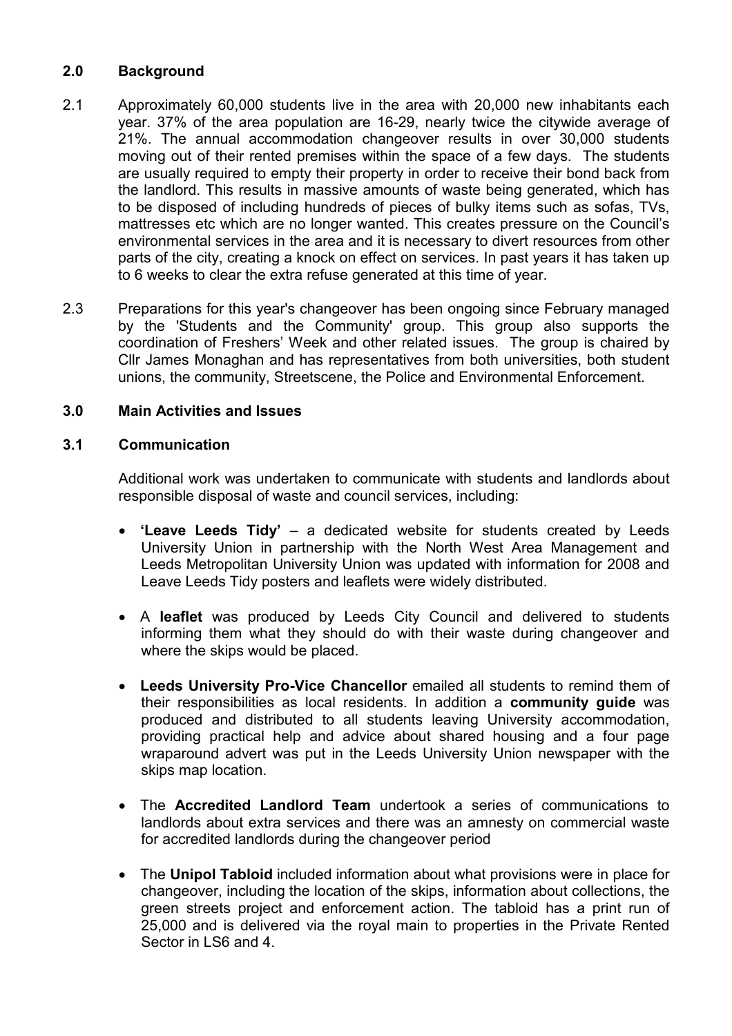## 2.0 Background

2.1 Approximately 60,000 students live in the area with 20,000 new inhabitants each year. 37% of the area population are 16-29, nearly twice the citywide average of 21%. The annual accommodation changeover results in over 30,000 students moving out of their rented premises within the space of a few days. The students are usually required to empty their property in order to receive their bond back from the landlord. This results in massive amounts of waste being generated, which has to be disposed of including hundreds of pieces of bulky items such as sofas, TVs, mattresses etc which are no longer wanted. This creates pressure on the Council's environmental services in the area and it is necessary to divert resources from other parts of the city, creating a knock on effect on services. In past years it has taken up to 6 weeks to clear the extra refuse generated at this time of year.

2.3 Preparations for this year's changeover has been ongoing since February managed by the 'Students and the Community' group. This group also supports the coordination of Freshers' Week and other related issues. The group is chaired by Cllr James Monaghan and has representatives from both universities, both student unions, the community, Streetscene, the Police and Environmental Enforcement.

## 3.0 Main Activities and Issues

### 3.1 Communication

Additional work was undertaken to communicate with students and landlords about responsible disposal of waste and council services, including:

- **'Leave Leeds Tidy'** – a dedicated website for students created by Leeds University Union in partnership with the North West Area Management and Leeds Metropolitan University Union was updated with information for 2008 and Leave Leeds Tidy posters and leaflets were widely distributed.
- A **leaflet** was produced by Leeds City Council and delivered to students informing them what they should do with their waste during changeover and where the skips would be placed.
- **Leeds University Pro-Vice Chancellor** emailed all students to remind them of their responsibilities as local residents. In addition a **community guide** was produced and distributed to all students leaving University accommodation, providing practical help and advice about shared housing and a four page wraparound advert was put in the Leeds University Union newspaper with the skips map location.
- The **Accredited Landlord Team** undertook a series of communications to landlords about extra services and there was an amnesty on commercial waste for accredited landlords during the changeover period
- The **Unipol Tabloid** included information about what provisions were in place for changeover, including the location of the skips, information about collections, the green streets project and enforcement action. The tabloid has a print run of 25,000 and is delivered via the royal main to properties in the Private Rented Sector in LS6 and 4.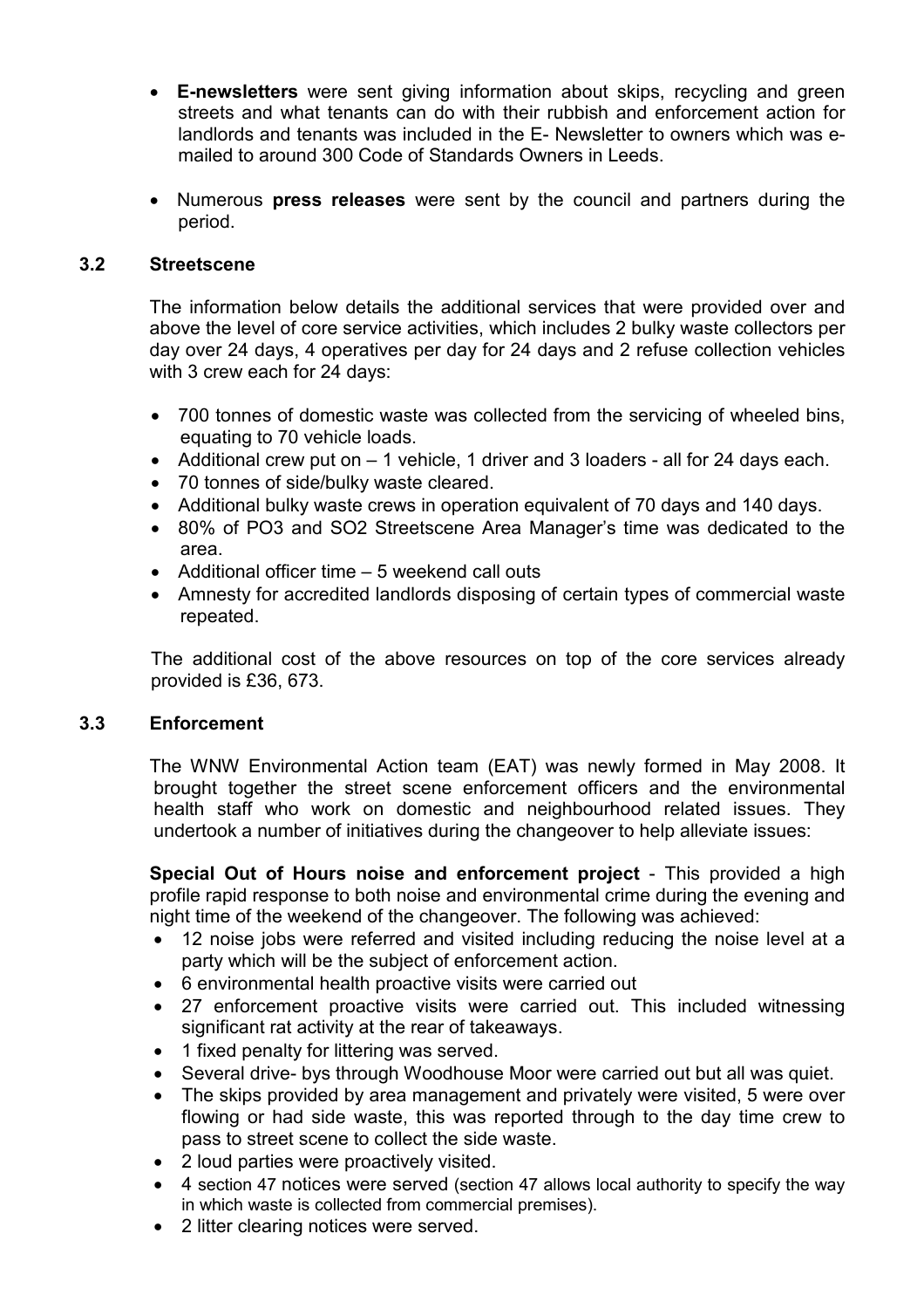- **E-newsletters** were sent giving information about skips, recycling and green streets and what tenants can do with their rubbish and enforcement action for landlords and tenants was included in the E- Newsletter to owners which was e-mailed to around 300 Code of Standards Owners in Leeds.
- Numerous **press releases** were sent by the council and partners during the period.

### 3.2 Streetscene

The information below details the additional services that were provided over and above the level of core service activities, which includes 2 bulky waste collectors per day over 24 days, 4 operatives per day for 24 days and 2 refuse collection vehicles with 3 crew each for 24 days:

- 700 tonnes of domestic waste was collected from the servicing of wheeled bins, equating to 70 vehicle loads.
- Additional crew put on – 1 vehicle, 1 driver and 3 loaders - all for 24 days each.
- 70 tonnes of side/bulky waste cleared.
- Additional bulky waste crews in operation equivalent of 70 days and 140 days.
- 80% of PO3 and SO2 Streetscene Area Manager's time was dedicated to the area.
- Additional officer time – 5 weekend call outs
- Amnesty for accredited landlords disposing of certain types of commercial waste repeated.

The additional cost of the above resources on top of the core services already provided is £36, 673.

### 3.3 Enforcement

The WNW Environmental Action team (EAT) was newly formed in May 2008. It brought together the street scene enforcement officers and the environmental health staff who work on domestic and neighbourhood related issues. They undertook a number of initiatives during the changeover to help alleviate issues:

**Special Out of Hours noise and enforcement project** - This provided a high profile rapid response to both noise and environmental crime during the evening and night time of the weekend of the changeover. The following was achieved:

- 12 noise jobs were referred and visited including reducing the noise level at a party which will be the subject of enforcement action.
- 6 environmental health proactive visits were carried out
- 27 enforcement proactive visits were carried out. This included witnessing significant rat activity at the rear of takeaways.
- 1 fixed penalty for littering was served.
- Several drive- bys through Woodhouse Moor were carried out but all was quiet.
- The skips provided by area management and privately were visited, 5 were over flowing or had side waste, this was reported through to the day time crew to pass to street scene to collect the side waste.
- 2 loud parties were proactively visited.
- 4 section 47 notices were served (section 47 allows local authority to specify the way in which waste is collected from commercial premises).
- 2 litter clearing notices were served.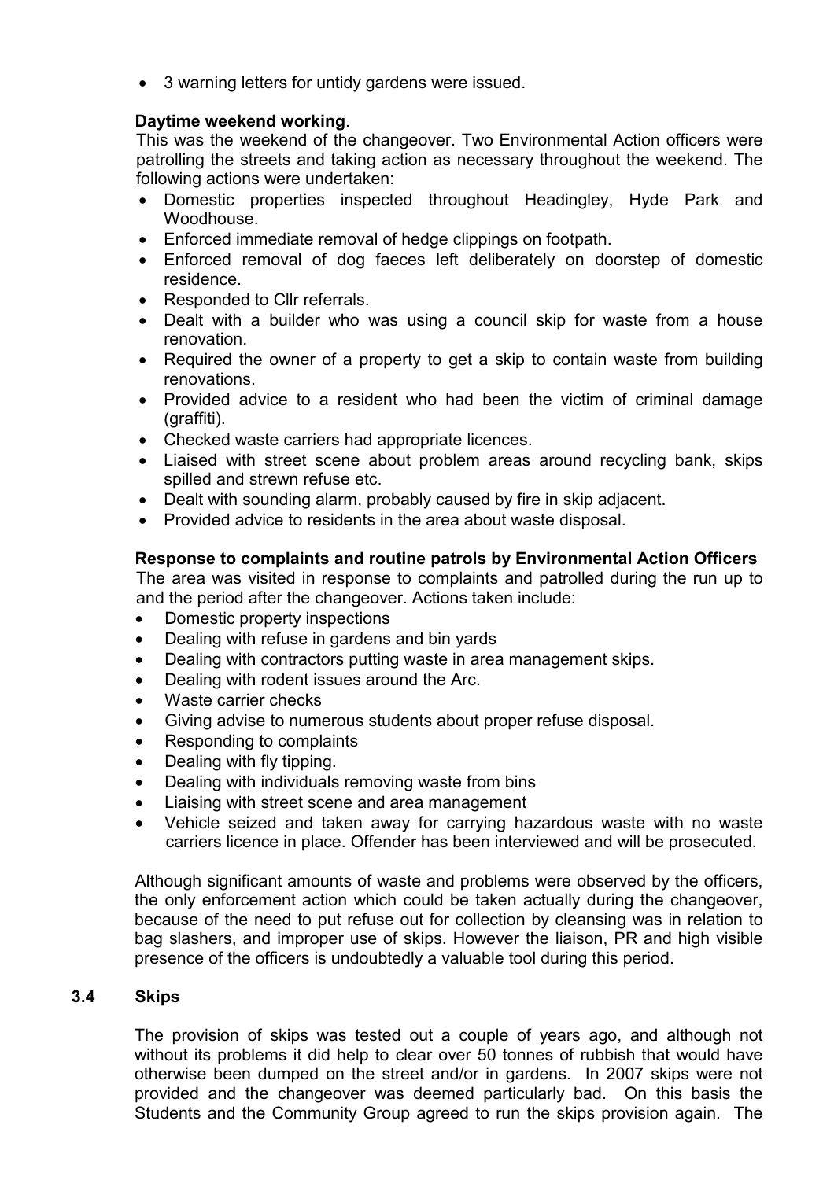- 3 warning letters for untidy gardens were issued.

**Daytime weekend working**.

This was the weekend of the changeover. Two Environmental Action officers were patrolling the streets and taking action as necessary throughout the weekend. The following actions were undertaken:

- Domestic properties inspected throughout Headingley, Hyde Park and Woodhouse.
- Enforced immediate removal of hedge clippings on footpath.
- Enforced removal of dog faeces left deliberately on doorstep of domestic residence.
- Responded to Cllr referrals.
- Dealt with a builder who was using a council skip for waste from a house renovation.
- Required the owner of a property to get a skip to contain waste from building renovations.
- Provided advice to a resident who had been the victim of criminal damage (graffiti).
- Checked waste carriers had appropriate licences.
- Liaised with street scene about problem areas around recycling bank, skips spilled and strewn refuse etc.
- Dealt with sounding alarm, probably caused by fire in skip adjacent.
- Provided advice to residents in the area about waste disposal.

**Response to complaints and routine patrols by Environmental Action Officers**

The area was visited in response to complaints and patrolled during the run up to and the period after the changeover. Actions taken include:

- Domestic property inspections
- Dealing with refuse in gardens and bin yards
- Dealing with contractors putting waste in area management skips.
- Dealing with rodent issues around the Arc.
- Waste carrier checks
- Giving advise to numerous students about proper refuse disposal.
- Responding to complaints
- Dealing with fly tipping.
- Dealing with individuals removing waste from bins
- Liaising with street scene and area management
- Vehicle seized and taken away for carrying hazardous waste with no waste carriers licence in place. Offender has been interviewed and will be prosecuted.

Although significant amounts of waste and problems were observed by the officers, the only enforcement action which could be taken actually during the changeover, because of the need to put refuse out for collection by cleansing was in relation to bag slashers, and improper use of skips. However the liaison, PR and high visible presence of the officers is undoubtedly a valuable tool during this period.

### 3.4 Skips

The provision of skips was tested out a couple of years ago, and although not without its problems it did help to clear over 50 tonnes of rubbish that would have otherwise been dumped on the street and/or in gardens. In 2007 skips were not provided and the changeover was deemed particularly bad. On this basis the Students and the Community Group agreed to run the skips provision again. The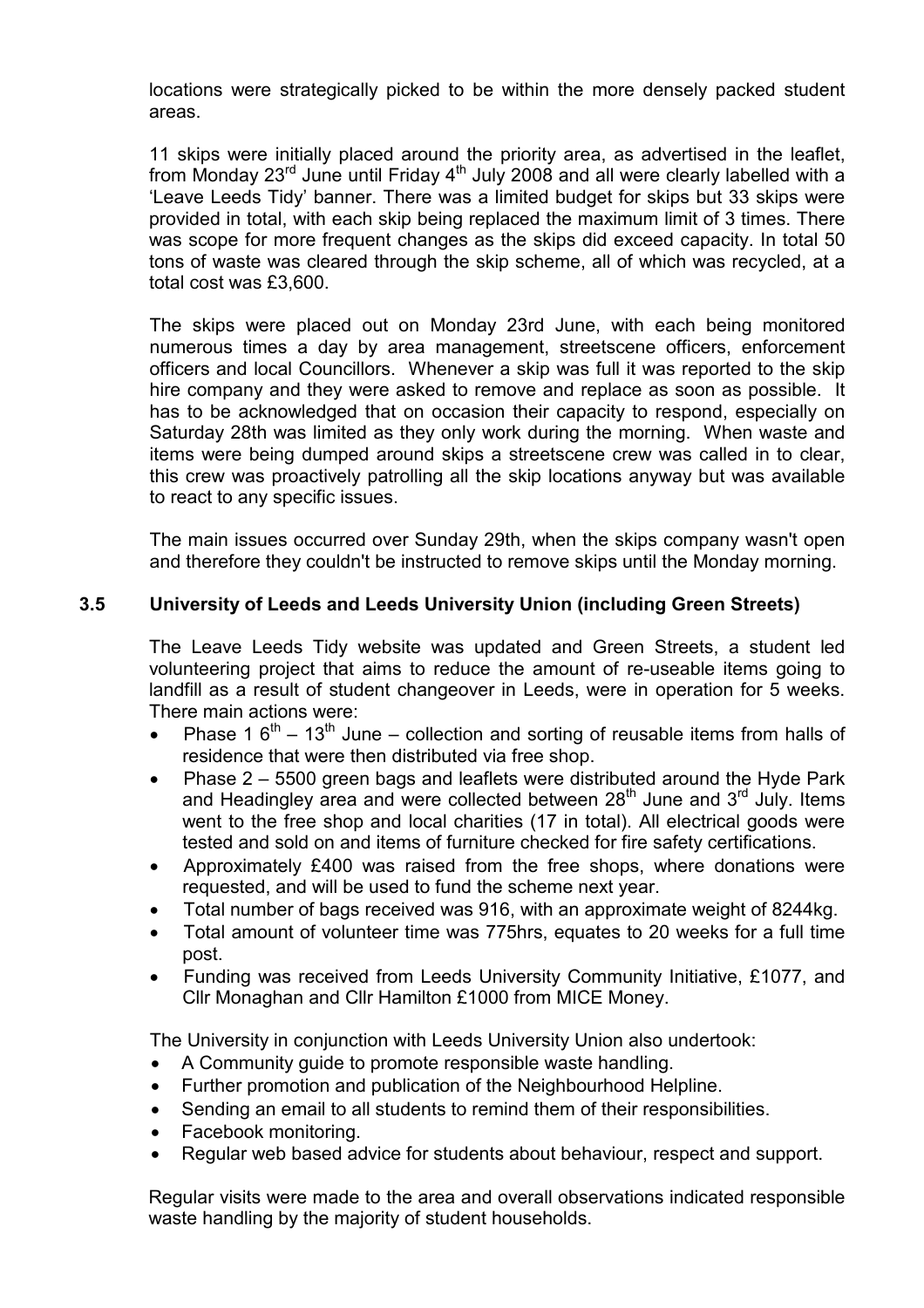locations were strategically picked to be within the more densely packed student areas.

11 skips were initially placed around the priority area, as advertised in the leaflet, from Monday 23rd June until Friday 4th July 2008 and all were clearly labelled with a 'Leave Leeds Tidy' banner. There was a limited budget for skips but 33 skips were provided in total, with each skip being replaced the maximum limit of 3 times. There was scope for more frequent changes as the skips did exceed capacity. In total 50 tons of waste was cleared through the skip scheme, all of which was recycled, at a total cost was £3,600.

The skips were placed out on Monday 23rd June, with each being monitored numerous times a day by area management, streetscene officers, enforcement officers and local Councillors. Whenever a skip was full it was reported to the skip hire company and they were asked to remove and replace as soon as possible. It has to be acknowledged that on occasion their capacity to respond, especially on Saturday 28th was limited as they only work during the morning. When waste and items were being dumped around skips a streetscene crew was called in to clear, this crew was proactively patrolling all the skip locations anyway but was available to react to any specific issues.

The main issues occurred over Sunday 29th, when the skips company wasn't open and therefore they couldn't be instructed to remove skips until the Monday morning.

### 3.5 University of Leeds and Leeds University Union (including Green Streets)

The Leave Leeds Tidy website was updated and Green Streets, a student led volunteering project that aims to reduce the amount of re-useable items going to landfill as a result of student changeover in Leeds, were in operation for 5 weeks. There main actions were:

- Phase 1 6th – 13th June – collection and sorting of reusable items from halls of residence that were then distributed via free shop.
- Phase 2 – 5500 green bags and leaflets were distributed around the Hyde Park and Headingley area and were collected between 28th June and 3rd July. Items went to the free shop and local charities (17 in total). All electrical goods were tested and sold on and items of furniture checked for fire safety certifications.
- Approximately £400 was raised from the free shops, where donations were requested, and will be used to fund the scheme next year.
- Total number of bags received was 916, with an approximate weight of 8244kg.
- Total amount of volunteer time was 775hrs, equates to 20 weeks for a full time post.
- Funding was received from Leeds University Community Initiative, £1077, and Cllr Monaghan and Cllr Hamilton £1000 from MICE Money.

The University in conjunction with Leeds University Union also undertook:

- A Community guide to promote responsible waste handling.
- Further promotion and publication of the Neighbourhood Helpline.
- Sending an email to all students to remind them of their responsibilities.
- Facebook monitoring.
- Regular web based advice for students about behaviour, respect and support.

Regular visits were made to the area and overall observations indicated responsible waste handling by the majority of student households.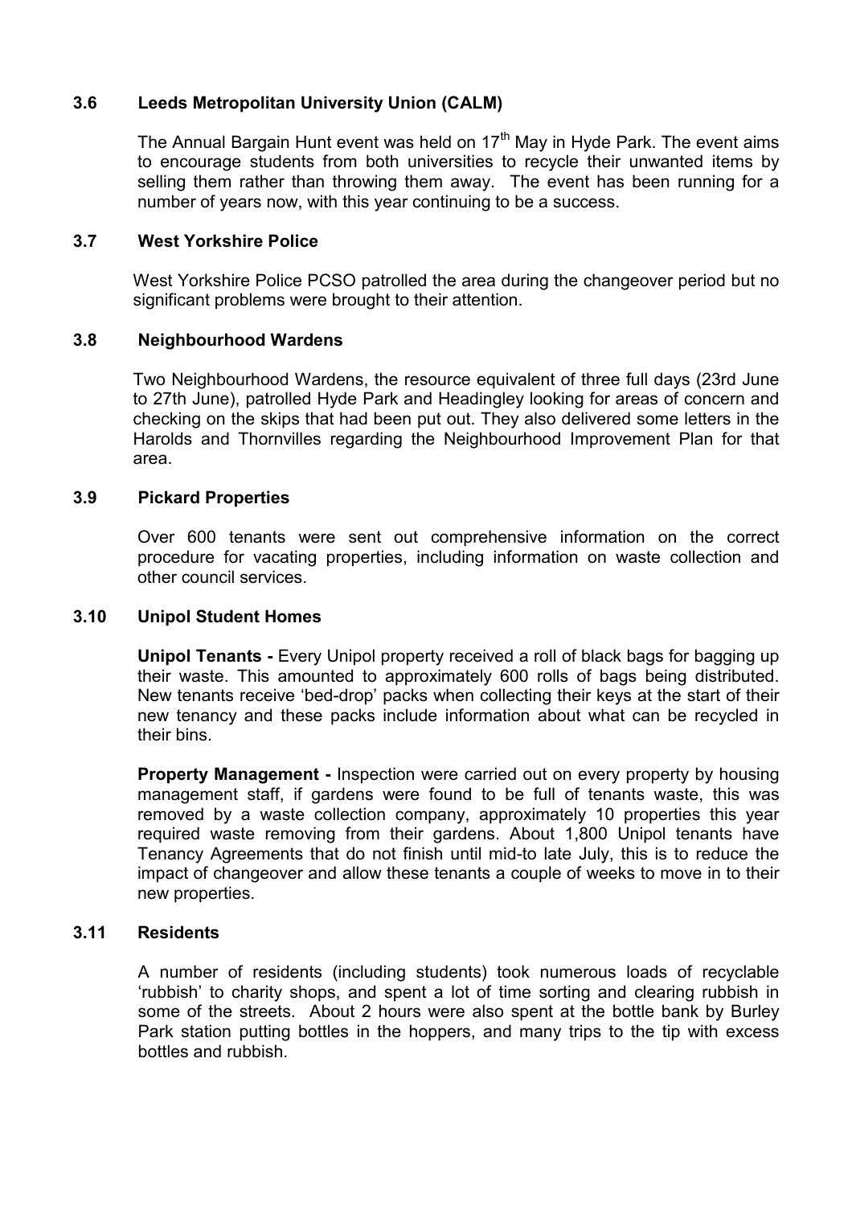### 3.6 Leeds Metropolitan University Union (CALM)

The Annual Bargain Hunt event was held on 17th May in Hyde Park. The event aims to encourage students from both universities to recycle their unwanted items by selling them rather than throwing them away. The event has been running for a number of years now, with this year continuing to be a success.

### 3.7 West Yorkshire Police

West Yorkshire Police PCSO patrolled the area during the changeover period but no significant problems were brought to their attention.

### 3.8 Neighbourhood Wardens

Two Neighbourhood Wardens, the resource equivalent of three full days (23rd June to 27th June), patrolled Hyde Park and Headingley looking for areas of concern and checking on the skips that had been put out. They also delivered some letters in the Harolds and Thornvilles regarding the Neighbourhood Improvement Plan for that area.

### 3.9 Pickard Properties

Over 600 tenants were sent out comprehensive information on the correct procedure for vacating properties, including information on waste collection and other council services.

### 3.10 Unipol Student Homes

**Unipol Tenants -** Every Unipol property received a roll of black bags for bagging up their waste. This amounted to approximately 600 rolls of bags being distributed. New tenants receive 'bed-drop' packs when collecting their keys at the start of their new tenancy and these packs include information about what can be recycled in their bins.

**Property Management -** Inspection were carried out on every property by housing management staff, if gardens were found to be full of tenants waste, this was removed by a waste collection company, approximately 10 properties this year required waste removing from their gardens. About 1,800 Unipol tenants have Tenancy Agreements that do not finish until mid-to late July, this is to reduce the impact of changeover and allow these tenants a couple of weeks to move in to their new properties.

### 3.11 Residents

A number of residents (including students) took numerous loads of recyclable 'rubbish' to charity shops, and spent a lot of time sorting and clearing rubbish in some of the streets. About 2 hours were also spent at the bottle bank by Burley Park station putting bottles in the hoppers, and many trips to the tip with excess bottles and rubbish.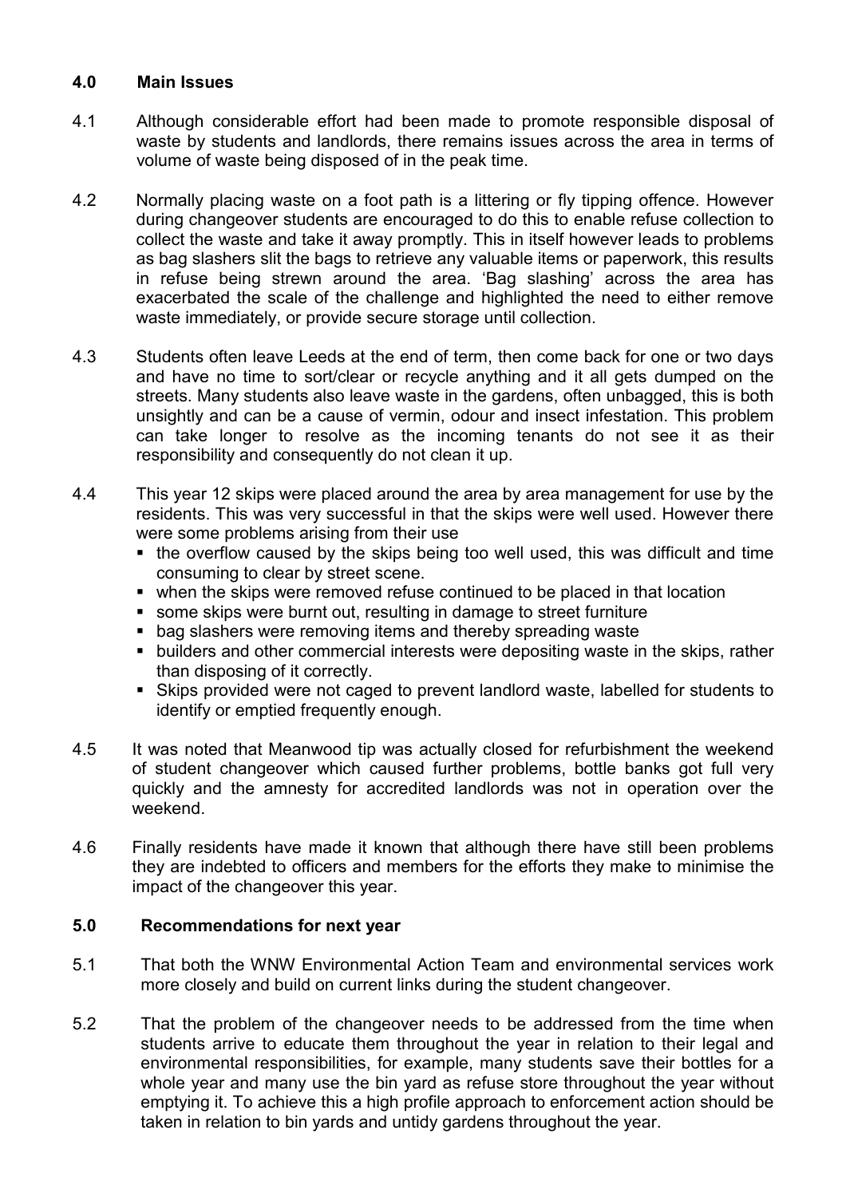## 4.0 Main Issues

4.1 Although considerable effort had been made to promote responsible disposal of waste by students and landlords, there remains issues across the area in terms of volume of waste being disposed of in the peak time.

4.2 Normally placing waste on a foot path is a littering or fly tipping offence. However during changeover students are encouraged to do this to enable refuse collection to collect the waste and take it away promptly. This in itself however leads to problems as bag slashers slit the bags to retrieve any valuable items or paperwork, this results in refuse being strewn around the area. 'Bag slashing' across the area has exacerbated the scale of the challenge and highlighted the need to either remove waste immediately, or provide secure storage until collection.

4.3 Students often leave Leeds at the end of term, then come back for one or two days and have no time to sort/clear or recycle anything and it all gets dumped on the streets. Many students also leave waste in the gardens, often unbagged, this is both unsightly and can be a cause of vermin, odour and insect infestation. This problem can take longer to resolve as the incoming tenants do not see it as their responsibility and consequently do not clean it up.

4.4 This year 12 skips were placed around the area by area management for use by the residents. This was very successful in that the skips were well used. However there were some problems arising from their use

- the overflow caused by the skips being too well used, this was difficult and time consuming to clear by street scene.
- when the skips were removed refuse continued to be placed in that location
- some skips were burnt out, resulting in damage to street furniture
- bag slashers were removing items and thereby spreading waste
- builders and other commercial interests were depositing waste in the skips, rather than disposing of it correctly.
- Skips provided were not caged to prevent landlord waste, labelled for students to identify or emptied frequently enough.

4.5 It was noted that Meanwood tip was actually closed for refurbishment the weekend of student changeover which caused further problems, bottle banks got full very quickly and the amnesty for accredited landlords was not in operation over the weekend.

4.6 Finally residents have made it known that although there have still been problems they are indebted to officers and members for the efforts they make to minimise the impact of the changeover this year.

## 5.0 Recommendations for next year

5.1 That both the WNW Environmental Action Team and environmental services work more closely and build on current links during the student changeover.

5.2 That the problem of the changeover needs to be addressed from the time when students arrive to educate them throughout the year in relation to their legal and environmental responsibilities, for example, many students save their bottles for a whole year and many use the bin yard as refuse store throughout the year without emptying it. To achieve this a high profile approach to enforcement action should be taken in relation to bin yards and untidy gardens throughout the year.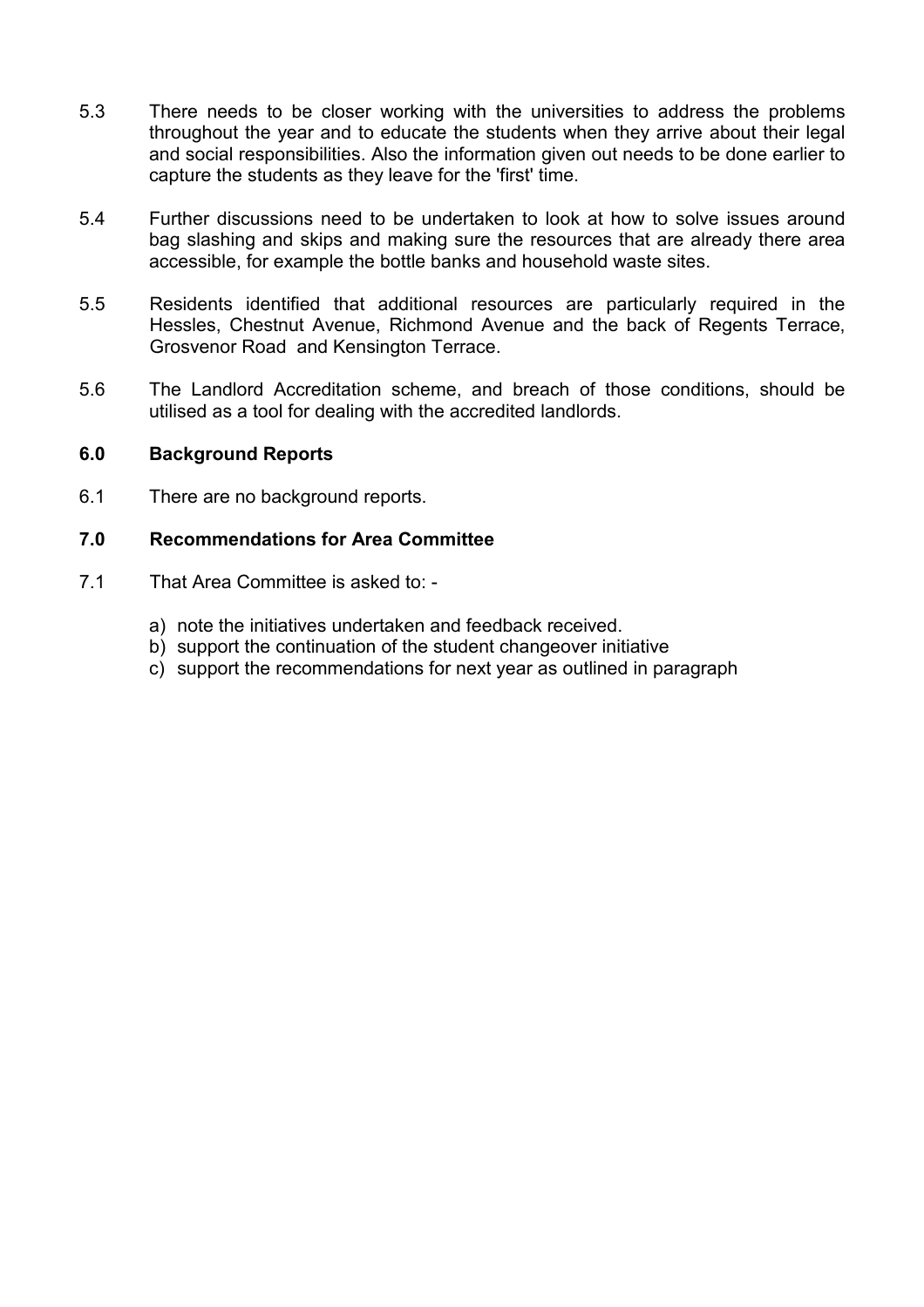5.3 There needs to be closer working with the universities to address the problems throughout the year and to educate the students when they arrive about their legal and social responsibilities. Also the information given out needs to be done earlier to capture the students as they leave for the 'first' time.

5.4 Further discussions need to be undertaken to look at how to solve issues around bag slashing and skips and making sure the resources that are already there area accessible, for example the bottle banks and household waste sites.

5.5 Residents identified that additional resources are particularly required in the Hessles, Chestnut Avenue, Richmond Avenue and the back of Regents Terrace, Grosvenor Road and Kensington Terrace.

5.6 The Landlord Accreditation scheme, and breach of those conditions, should be utilised as a tool for dealing with the accredited landlords.

## 6.0 Background Reports

6.1 There are no background reports.

## 7.0 Recommendations for Area Committee

7.1 That Area Committee is asked to: -

a) note the initiatives undertaken and feedback received.
b) support the continuation of the student changeover initiative
c) support the recommendations for next year as outlined in paragraph